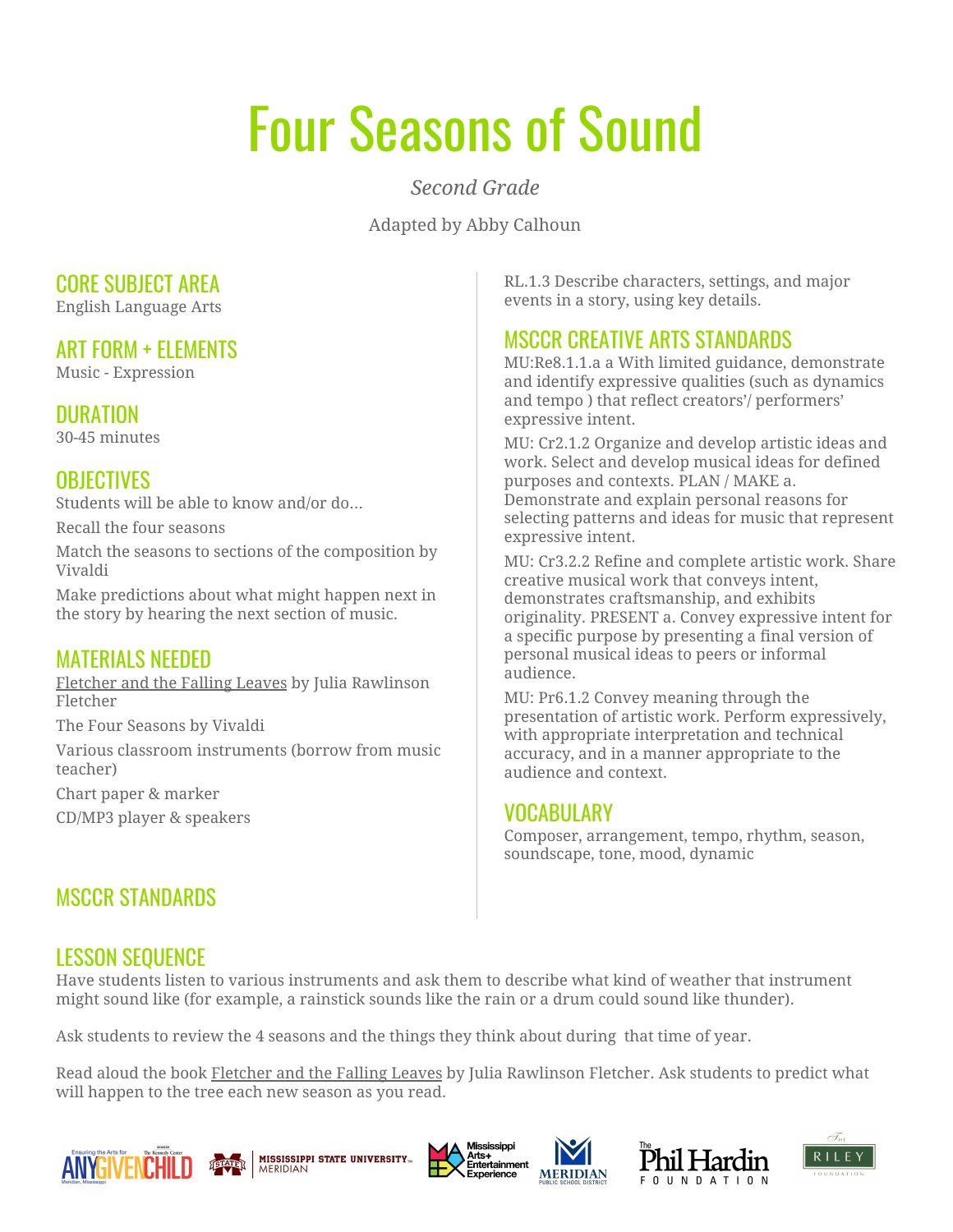# Four Seasons of Sound

*Second Grade*

Adapted by Abby Calhoun

## CORE SUBJECT AREA

English Language Arts

## ART FORM + ELEMENTS

Music - Expression

## DURATION

30-45 minutes

## OBJECTIVES

Students will be able to know and/or do…

Recall the four seasons

Match the seasons to sections of the composition by Vivaldi

Make predictions about what might happen next in the story by hearing the next section of music.

## MATERIALS NEEDED

Fletcher and the Falling Leaves by Julia Rawlinson Fletcher

The Four Seasons by Vivaldi

Various classroom instruments (borrow from music teacher)

Chart paper & marker

CD/MP3 player & speakers

## MSCCR STANDARDS

RL.1.3 Describe characters, settings, and major events in a story, using key details.

## MSCCR CREATIVE ARTS STANDARDS

MU:Re8.1.1.a a With limited guidance, demonstrate and identify expressive qualities (such as dynamics and tempo ) that reflect creators'/ performers' expressive intent.

MU: Cr2.1.2 Organize and develop artistic ideas and work. Select and develop musical ideas for defined purposes and contexts. PLAN / MAKE a. Demonstrate and explain personal reasons for selecting patterns and ideas for music that represent expressive intent.

MU: Cr3.2.2 Refine and complete artistic work. Share creative musical work that conveys intent, demonstrates craftsmanship, and exhibits originality. PRESENT a. Convey expressive intent for a specific purpose by presenting a final version of personal musical ideas to peers or informal audience.

MU: Pr6.1.2 Convey meaning through the presentation of artistic work. Perform expressively, with appropriate interpretation and technical accuracy, and in a manner appropriate to the audience and context.

## VOCABULARY

Composer, arrangement, tempo, rhythm, season, soundscape, tone, mood, dynamic

## LESSON SEQUENCE

Have students listen to various instruments and ask them to describe what kind of weather that instrument might sound like (for example, a rainstick sounds like the rain or a drum could sound like thunder).

Ask students to review the 4 seasons and the things they think about during that time of year.

Read aloud the book Fletcher and the Falling Leaves by Julia Rawlinson Fletcher. Ask students to predict what will happen to the tree each new season as you read.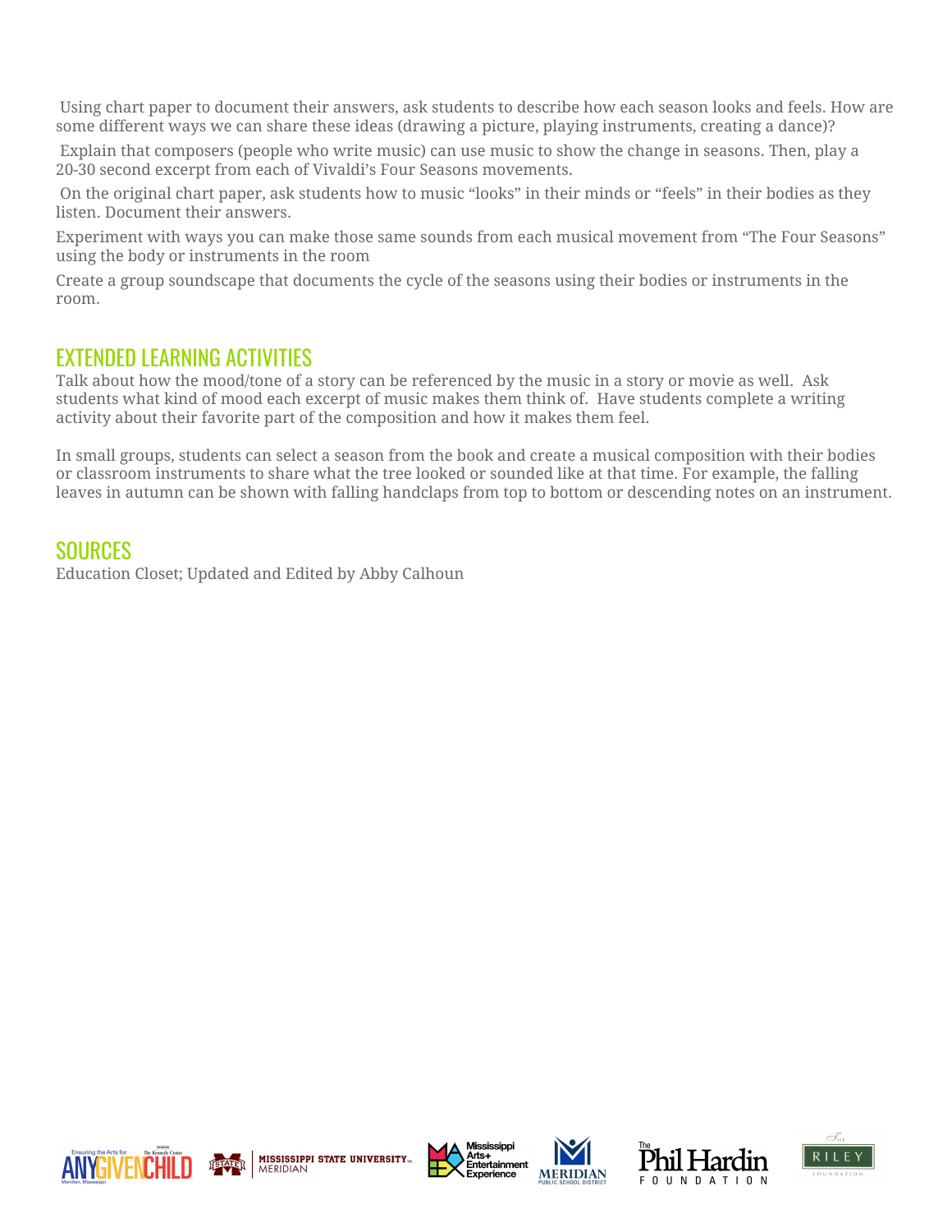Using chart paper to document their answers, ask students to describe how each season looks and feels. How are some different ways we can share these ideas (drawing a picture, playing instruments, creating a dance)?

Explain that composers (people who write music) can use music to show the change in seasons. Then, play a 20-30 second excerpt from each of Vivaldi's Four Seasons movements.

On the original chart paper, ask students how to music "looks" in their minds or "feels" in their bodies as they listen. Document their answers.

Experiment with ways you can make those same sounds from each musical movement from "The Four Seasons" using the body or instruments in the room

Create a group soundscape that documents the cycle of the seasons using their bodies or instruments in the room.

## EXTENDED LEARNING ACTIVITIES

Talk about how the mood/tone of a story can be referenced by the music in a story or movie as well. Ask students what kind of mood each excerpt of music makes them think of. Have students complete a writing activity about their favorite part of the composition and how it makes them feel.

In small groups, students can select a season from the book and create a musical composition with their bodies or classroom instruments to share what the tree looked or sounded like at that time. For example, the falling leaves in autumn can be shown with falling handclaps from top to bottom or descending notes on an instrument.

## SOURCES

Education Closet; Updated and Edited by Abby Calhoun